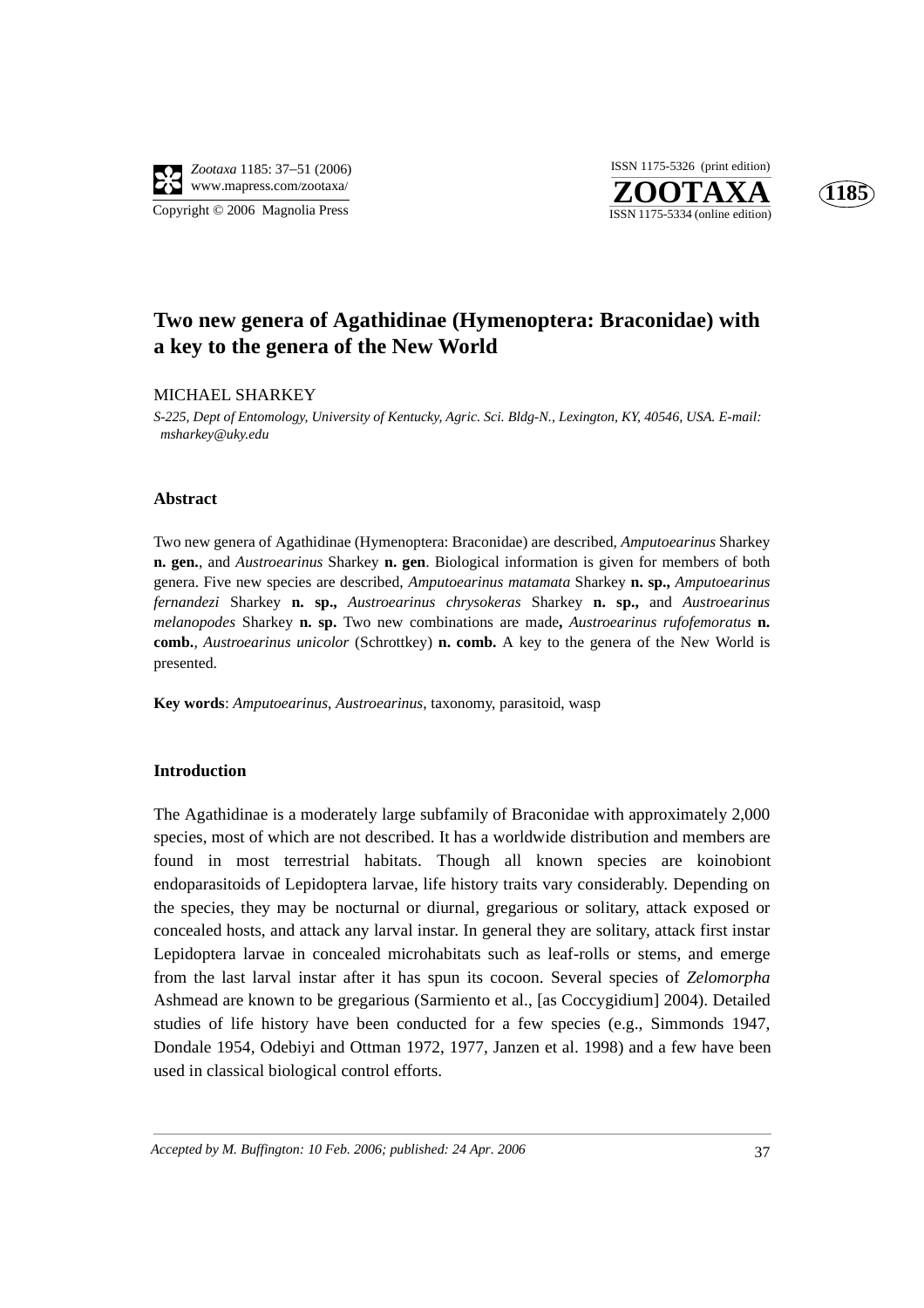# Two new genera of Agathidinae (Hymenoptera: Braconidae) with a key to the genera of the New World

MICHAEL SHARKEY

*S-225, Dept of Entomology, University of Kentucky, Agric. Sci. Bldg-N., Lexington, KY, 40546, USA. E-mail: msharkey@uky.edu*

### Abstract

Two new genera of Agathidinae (Hymenoptera: Braconidae) are described, *Amputoearinus* Sharkey **n. gen.**, and *Austroearinus* Sharkey **n. gen**. Biological information is given for members of both genera. Five new species are described, *Amputoearinus matamata* Sharkey **n. sp.,** *Amputoearinus fernandezi* Sharkey **n. sp.,** *Austroearinus chrysokeras* Sharkey **n. sp.,** and *Austroearinus melanopodes* Sharkey **n. sp.** Two new combinations are made**,** *Austroearinus rufofemoratus* **n. comb.**, *Austroearinus unicolor* (Schrottkey) **n. comb.** A key to the genera of the New World is presented.

**Key words**: *Amputoearinus*, *Austroearinus*, taxonomy, parasitoid, wasp

### Introduction

The Agathidinae is a moderately large subfamily of Braconidae with approximately 2,000 species, most of which are not described. It has a worldwide distribution and members are found in most terrestrial habitats. Though all known species are koinobiont endoparasitoids of Lepidoptera larvae, life history traits vary considerably. Depending on the species, they may be nocturnal or diurnal, gregarious or solitary, attack exposed or concealed hosts, and attack any larval instar. In general they are solitary, attack first instar Lepidoptera larvae in concealed microhabitats such as leaf-rolls or stems, and emerge from the last larval instar after it has spun its cocoon. Several species of *Zelomorpha* Ashmead are known to be gregarious (Sarmiento et al., [as Coccygidium] 2004). Detailed studies of life history have been conducted for a few species (e.g., Simmonds 1947, Dondale 1954, Odebiyi and Ottman 1972, 1977, Janzen et al. 1998) and a few have been used in classical biological control efforts.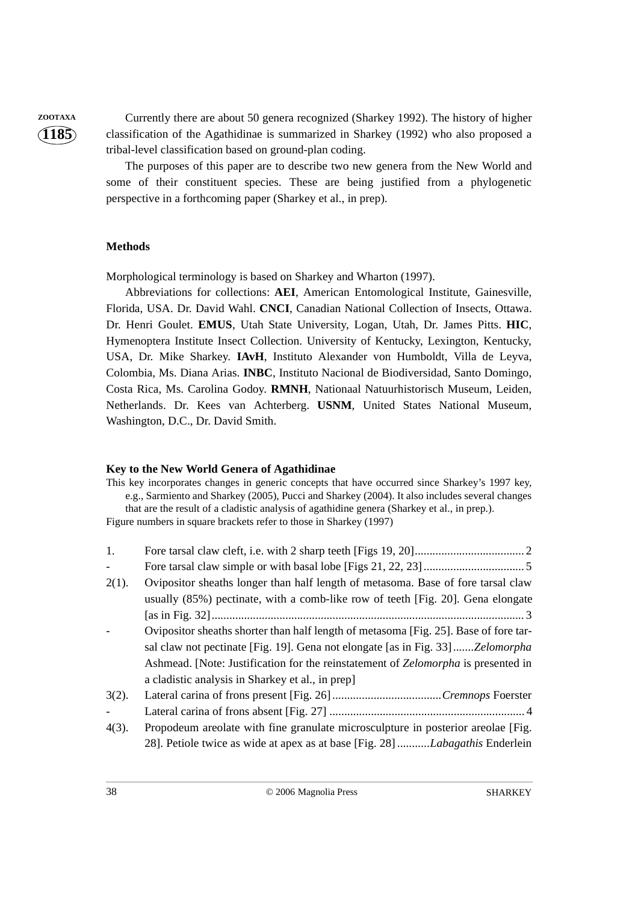Currently there are about 50 genera recognized (Sharkey 1992). The history of higher classification of the Agathidinae is summarized in Sharkey (1992) who also proposed a tribal-level classification based on ground-plan coding.

The purposes of this paper are to describe two new genera from the New World and some of their constituent species. These are being justified from a phylogenetic perspective in a forthcoming paper (Sharkey et al., in prep).

## Methods

Morphological terminology is based on Sharkey and Wharton (1997).

Abbreviations for collections: **AEI**, American Entomological Institute, Gainesville, Florida, USA. Dr. David Wahl. **CNCI**, Canadian National Collection of Insects, Ottawa. Dr. Henri Goulet. **EMUS**, Utah State University, Logan, Utah, Dr. James Pitts. **HIC**, Hymenoptera Institute Insect Collection. University of Kentucky, Lexington, Kentucky, USA, Dr. Mike Sharkey. **IAvH**, Instituto Alexander von Humboldt, Villa de Leyva, Colombia, Ms. Diana Arias. **INBC**, Instituto Nacional de Biodiversidad, Santo Domingo, Costa Rica, Ms. Carolina Godoy. **RMNH**, Nationaal Natuurhistorisch Museum, Leiden, Netherlands. Dr. Kees van Achterberg. **USNM**, United States National Museum, Washington, D.C., Dr. David Smith.

## Key to the New World Genera of Agathidinae

This key incorporates changes in generic concepts that have occurred since Sharkey's 1997 key, e.g., Sarmiento and Sharkey (2005), Pucci and Sharkey (2004). It also includes several changes that are the result of a cladistic analysis of agathidine genera (Sharkey et al., in prep.).

Figure numbers in square brackets refer to those in Sharkey (1997)

1. Fore tarsal claw cleft, i.e. with 2 sharp teeth [Figs 19, 20] .................................... 2
- Fore tarsal claw simple or with basal lobe [Figs 21, 22, 23] .................................. 5

2(1). Ovipositor sheaths longer than half length of metasoma. Base of fore tarsal claw usually (85%) pectinate, with a comb-like row of teeth [Fig. 20]. Gena elongate [as in Fig. 32] ........................................................................................................ 3
- Ovipositor sheaths shorter than half length of metasoma [Fig. 25]. Base of fore tarsal claw not pectinate [Fig. 19]. Gena not elongate [as in Fig. 33] .......*Zelomorpha* Ashmead. [Note: Justification for the reinstatement of *Zelomorpha* is presented in a cladistic analysis in Sharkey et al., in prep]

3(2). Lateral carina of frons present [Fig. 26] .................................... *Cremnops* Foerster
- Lateral carina of frons absent [Fig. 27] ................................................................. 4

4(3). Propodeum areolate with fine granulate microsculpture in posterior areolae [Fig. 28]. Petiole twice as wide at apex as at base [Fig. 28] ...........*Labagathis* Enderlein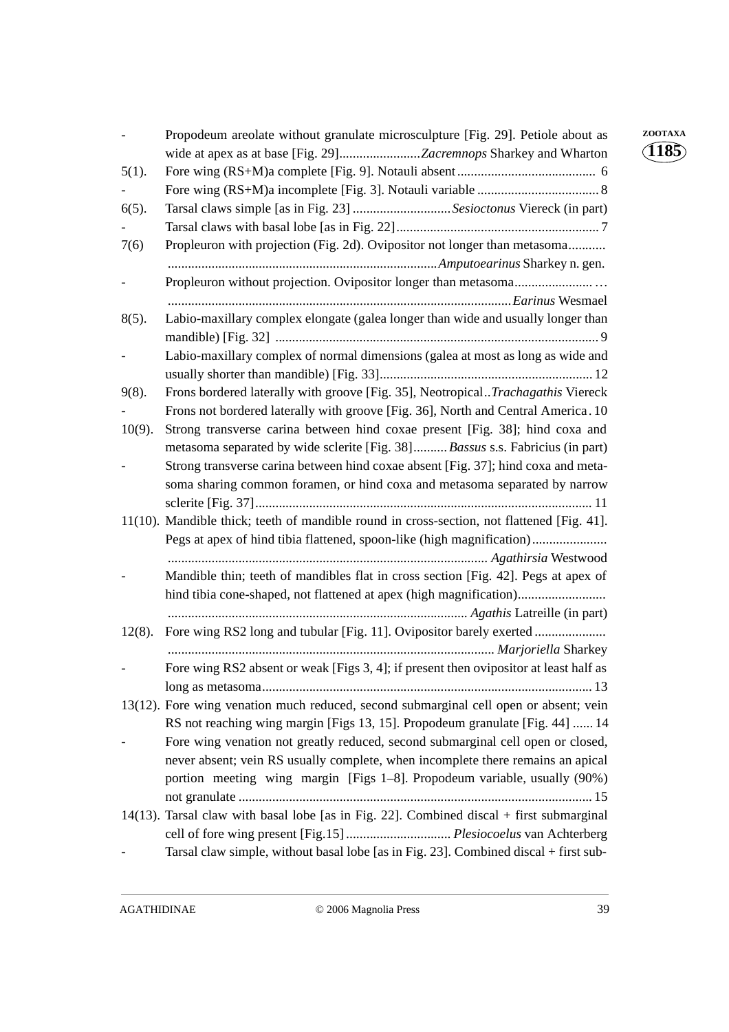| | | |
|---|---|---|
| - | Propodeum areolate without granulate microsculpture [Fig. 29]. Petiole about as wide at apex as at base [Fig. 29] | *Zacremnops* Sharkey and Wharton |
| 5(1). | Fore wing (RS+M)a complete [Fig. 9]. Notauli absent | 6 |
| - | Fore wing (RS+M)a incomplete [Fig. 3]. Notauli variable | 8 |
| 6(5). | Tarsal claws simple [as in Fig. 23] | *Sesioctonus* Viereck (in part) |
| - | Tarsal claws with basal lobe [as in Fig. 22] | 7 |
| 7(6) | Propleuron with projection (Fig. 2d). Ovipositor not longer than metasoma | *Amputoearinus* Sharkey n. gen. |
| - | Propleuron without projection. Ovipositor longer than metasoma | *Earinus* Wesmael |
| 8(5). | Labio-maxillary complex elongate (galea longer than wide and usually longer than mandible) [Fig. 32] | 9 |
| - | Labio-maxillary complex of normal dimensions (galea at most as long as wide and usually shorter than mandible) [Fig. 33] | 12 |
| 9(8). | Frons bordered laterally with groove [Fig. 35], Neotropical | *Trachagathis* Viereck |
| - | Frons not bordered laterally with groove [Fig. 36], North and Central America | 10 |
| 10(9). | Strong transverse carina between hind coxae present [Fig. 38]; hind coxa and metasoma separated by wide sclerite [Fig. 38] | *Bassus* s.s. Fabricius (in part) |
| - | Strong transverse carina between hind coxae absent [Fig. 37]; hind coxa and metasoma sharing common foramen, or hind coxa and metasoma separated by narrow sclerite [Fig. 37] | 11 |
| 11(10). | Mandible thick; teeth of mandible round in cross-section, not flattened [Fig. 41]. Pegs at apex of hind tibia flattened, spoon-like (high magnification) | *Agathirsia* Westwood |
| - | Mandible thin; teeth of mandibles flat in cross section [Fig. 42]. Pegs at apex of hind tibia cone-shaped, not flattened at apex (high magnification) | *Agathis* Latreille (in part) |
| 12(8). | Fore wing RS2 long and tubular [Fig. 11]. Ovipositor barely exerted | *Marjoriella* Sharkey |
| - | Fore wing RS2 absent or weak [Figs 3, 4]; if present then ovipositor at least half as long as metasoma | 13 |
| 13(12). | Fore wing venation much reduced, second submarginal cell open or absent; vein RS not reaching wing margin [Figs 13, 15]. Propodeum granulate [Fig. 44] | 14 |
| - | Fore wing venation not greatly reduced, second submarginal cell open or closed, never absent; vein RS usually complete, when incomplete there remains an apical portion meeting wing margin [Figs 1–8]. Propodeum variable, usually (90%) not granulate | 15 |
| 14(13). | Tarsal claw with basal lobe [as in Fig. 22]. Combined discal + first submarginal cell of fore wing present [Fig.15] | *Plesiocoelus* van Achterberg |
| - | Tarsal claw simple, without basal lobe [as in Fig. 23]. Combined discal + first sub- | |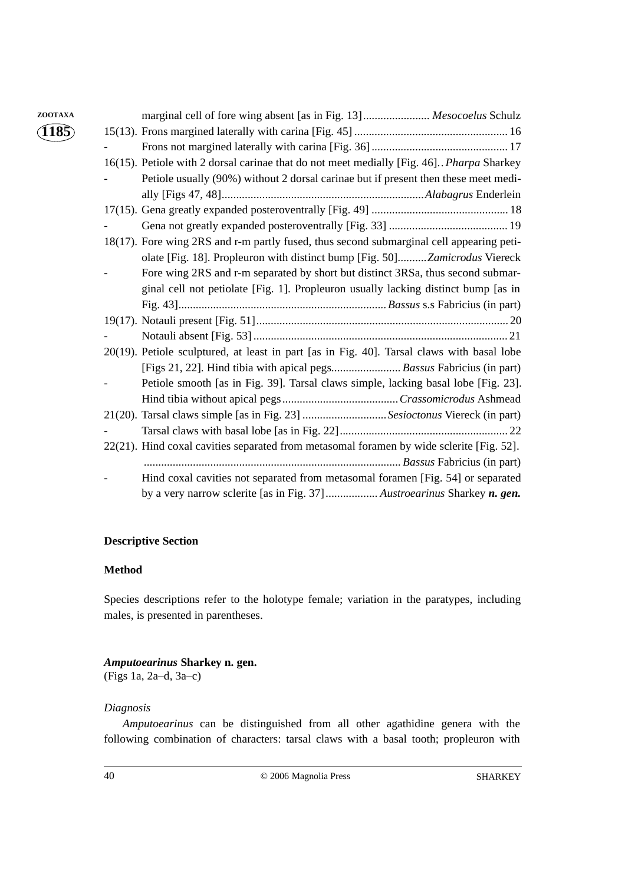marginal cell of fore wing absent [as in Fig. 13]....................... *Mesocoelus* Schulz

15(13). Frons margined laterally with carina [Fig. 45] ..................................................... 16

- Frons not margined laterally with carina [Fig. 36] ............................................... 17

16(15). Petiole with 2 dorsal carinae that do not meet medially [Fig. 46].. *Pharpa* Sharkey

- Petiole usually (90%) without 2 dorsal carinae but if present then these meet medially [Figs 47, 48]...................................................................... *Alabagrus* Enderlein

17(15). Gena greatly expanded posteroventrally [Fig. 49] ............................................... 18

- Gena not greatly expanded posteroventrally [Fig. 33] ......................................... 19

18(17). Fore wing 2RS and r-m partly fused, thus second submarginal cell appearing petiolate [Fig. 18]. Propleuron with distinct bump [Fig. 50].......... *Zamicrodus* Viereck

- Fore wing 2RS and r-m separated by short but distinct 3RSa, thus second submarginal cell not petiolate [Fig. 1]. Propleuron usually lacking distinct bump [as in Fig. 43]....................................................................... *Bassus* s.s Fabricius (in part)

19(17). Notauli present [Fig. 51]...................................................................................... 20

- Notauli absent [Fig. 53] ........................................................................................ 21

20(19). Petiole sculptured, at least in part [as in Fig. 40]. Tarsal claws with basal lobe [Figs 21, 22]. Hind tibia with apical pegs........................ *Bassus* Fabricius (in part)

- Petiole smooth [as in Fig. 39]. Tarsal claws simple, lacking basal lobe [Fig. 23]. Hind tibia without apical pegs........................................ *Crassomicrodus* Ashmead

21(20). Tarsal claws simple [as in Fig. 23] ............................ *Sesioctonus* Viereck (in part)

- Tarsal claws with basal lobe [as in Fig. 22].......................................................... 22

22(21). Hind coxal cavities separated from metasomal foramen by wide sclerite [Fig. 52]. ........................................................................................ *Bassus* Fabricius (in part)

- Hind coxal cavities not separated from metasomal foramen [Fig. 54] or separated by a very narrow sclerite [as in Fig. 37].................. *Austroearinus* Sharkey ***n. gen.***

**Descriptive Section**

**Method**

Species descriptions refer to the holotype female; variation in the paratypes, including males, is presented in parentheses.

***Amputoearinus*** **Sharkey n. gen.**
(Figs 1a, 2a–d, 3a–c)

*Diagnosis*

*Amputoearinus* can be distinguished from all other agathidine genera with the following combination of characters: tarsal claws with a basal tooth; propleuron with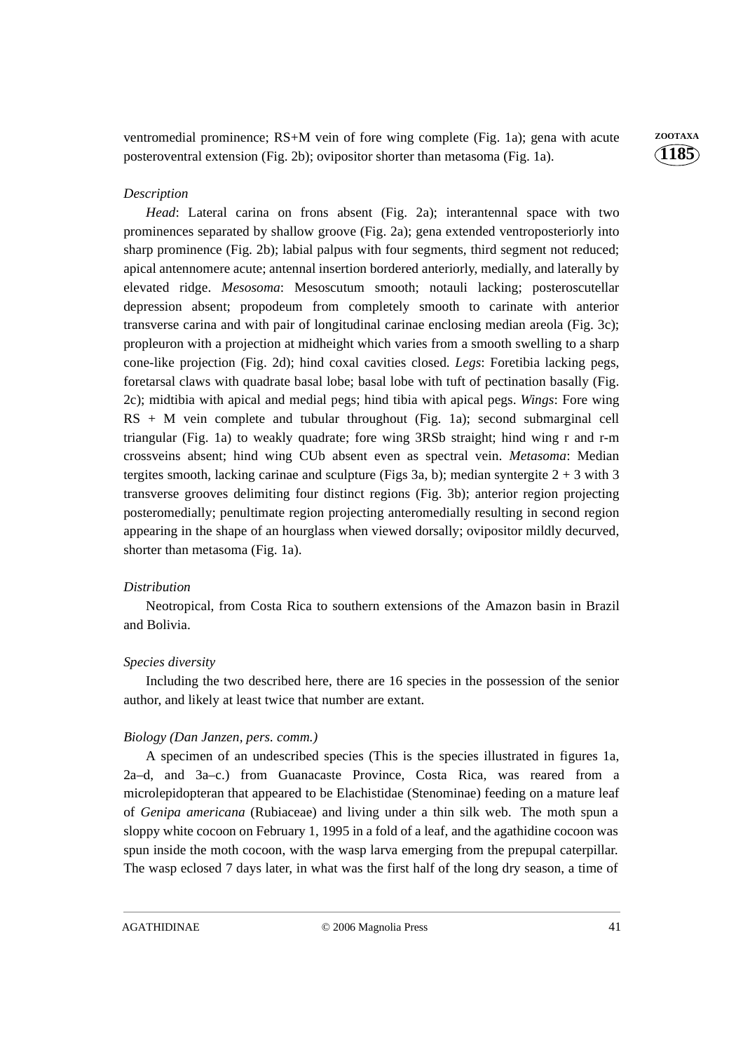ventromedial prominence; RS+M vein of fore wing complete (Fig. 1a); gena with acute posteroventral extension (Fig. 2b); ovipositor shorter than metasoma (Fig. 1a).

### *Description*

*Head*: Lateral carina on frons absent (Fig. 2a); interantennal space with two prominences separated by shallow groove (Fig. 2a); gena extended ventroposteriorly into sharp prominence (Fig. 2b); labial palpus with four segments, third segment not reduced; apical antennomere acute; antennal insertion bordered anteriorly, medially, and laterally by elevated ridge. *Mesosoma*: Mesoscutum smooth; notauli lacking; posteroscutellar depression absent; propodeum from completely smooth to carinate with anterior transverse carina and with pair of longitudinal carinae enclosing median areola (Fig. 3c); propleuron with a projection at midheight which varies from a smooth swelling to a sharp cone-like projection (Fig. 2d); hind coxal cavities closed. *Legs*: Foretibia lacking pegs, foretarsal claws with quadrate basal lobe; basal lobe with tuft of pectination basally (Fig. 2c); midtibia with apical and medial pegs; hind tibia with apical pegs. *Wings*: Fore wing RS + M vein complete and tubular throughout (Fig. 1a); second submarginal cell triangular (Fig. 1a) to weakly quadrate; fore wing 3RSb straight; hind wing r and r-m crossveins absent; hind wing CUb absent even as spectral vein. *Metasoma*: Median tergites smooth, lacking carinae and sculpture (Figs 3a, b); median syntergite 2 + 3 with 3 transverse grooves delimiting four distinct regions (Fig. 3b); anterior region projecting posteromedially; penultimate region projecting anteromedially resulting in second region appearing in the shape of an hourglass when viewed dorsally; ovipositor mildly decurved, shorter than metasoma (Fig. 1a).

### *Distribution*

Neotropical, from Costa Rica to southern extensions of the Amazon basin in Brazil and Bolivia.

### *Species diversity*

Including the two described here, there are 16 species in the possession of the senior author, and likely at least twice that number are extant.

### *Biology (Dan Janzen, pers. comm.)*

A specimen of an undescribed species (This is the species illustrated in figures 1a, 2a–d, and 3a–c.) from Guanacaste Province, Costa Rica, was reared from a microlepidopteran that appeared to be Elachistidae (Stenominae) feeding on a mature leaf of *Genipa americana* (Rubiaceae) and living under a thin silk web. The moth spun a sloppy white cocoon on February 1, 1995 in a fold of a leaf, and the agathidine cocoon was spun inside the moth cocoon, with the wasp larva emerging from the prepupal caterpillar. The wasp eclosed 7 days later, in what was the first half of the long dry season, a time of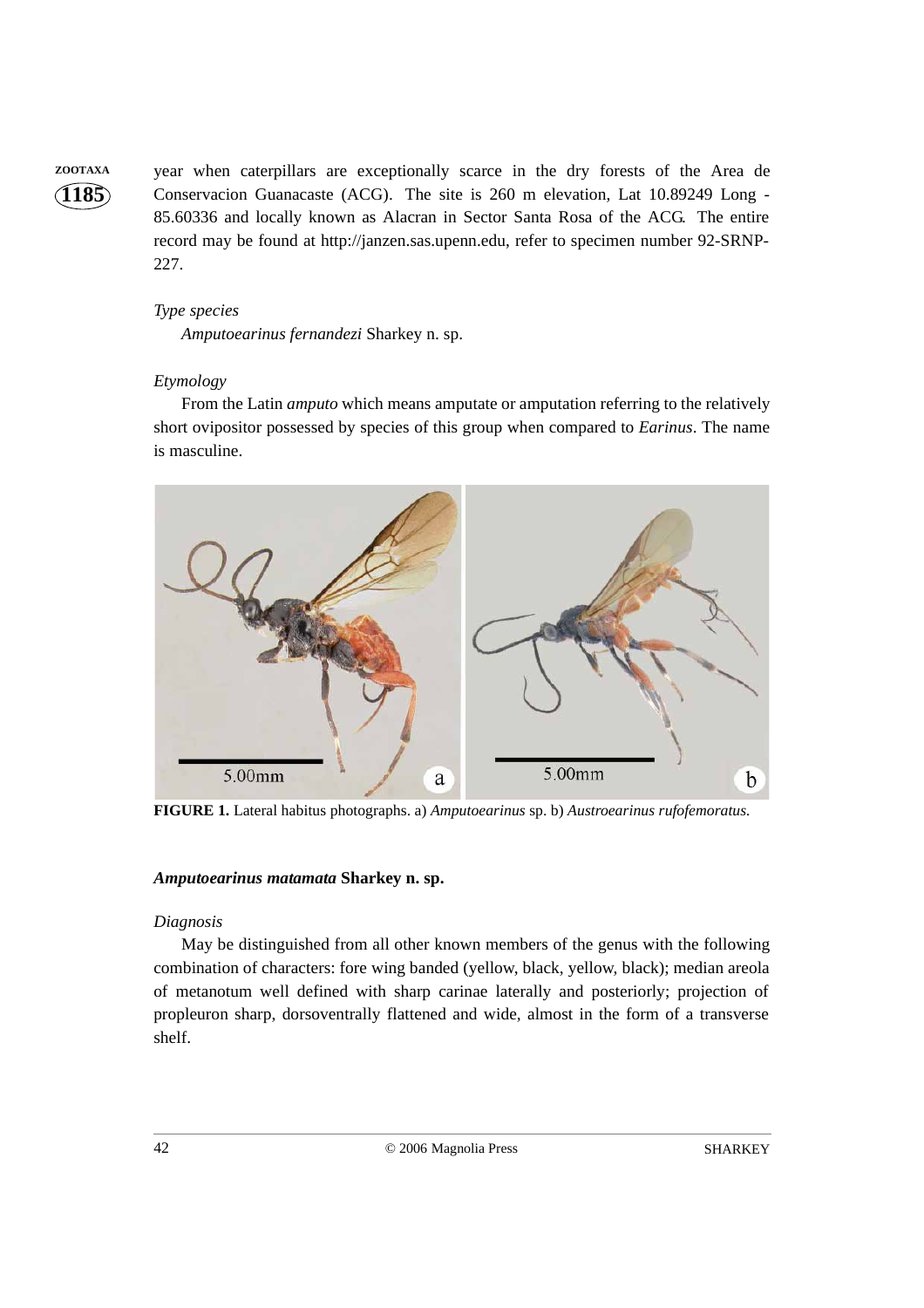year when caterpillars are exceptionally scarce in the dry forests of the Area de Conservacion Guanacaste (ACG). The site is 260 m elevation, Lat 10.89249 Long -85.60336 and locally known as Alacran in Sector Santa Rosa of the ACG. The entire record may be found at http://janzen.sas.upenn.edu, refer to specimen number 92-SRNP-227.

*Type species*

*Amputoearinus fernandezi* Sharkey n. sp.

*Etymology*

From the Latin *amputo* which means amputate or amputation referring to the relatively short ovipositor possessed by species of this group when compared to *Earinus*. The name is masculine.

**FIGURE 1.** Lateral habitus photographs. a) *Amputoearinus* sp. b) *Austroearinus rufofemoratus.*

### *Amputoearinus matamata* Sharkey n. sp.

*Diagnosis*

May be distinguished from all other known members of the genus with the following combination of characters: fore wing banded (yellow, black, yellow, black); median areola of metanotum well defined with sharp carinae laterally and posteriorly; projection of propleuron sharp, dorsoventrally flattened and wide, almost in the form of a transverse shelf.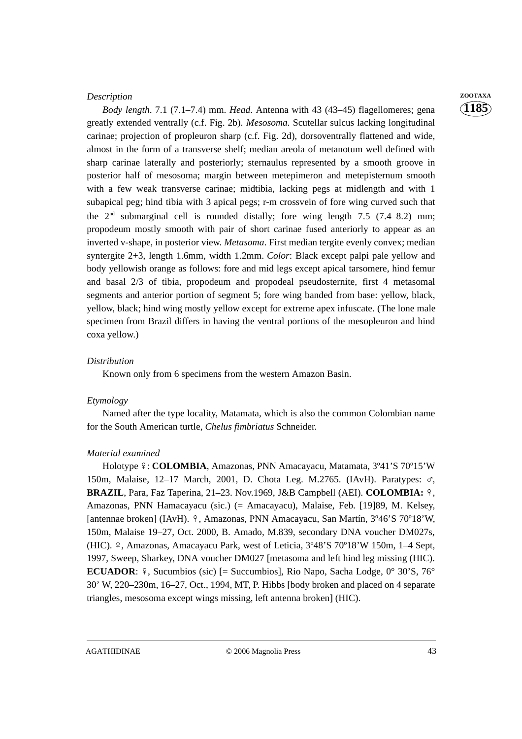*Description*

*Body length*. 7.1 (7.1–7.4) mm. *Head*. Antenna with 43 (43–45) flagellomeres; gena greatly extended ventrally (c.f. Fig. 2b). *Mesosoma*. Scutellar sulcus lacking longitudinal carinae; projection of propleuron sharp (c.f. Fig. 2d), dorsoventrally flattened and wide, almost in the form of a transverse shelf; median areola of metanotum well defined with sharp carinae laterally and posteriorly; sternaulus represented by a smooth groove in posterior half of mesosoma; margin between metepimeron and metepisternum smooth with a few weak transverse carinae; midtibia, lacking pegs at midlength and with 1 subapical peg; hind tibia with 3 apical pegs; r-m crossvein of fore wing curved such that the $2^{nd}$ submarginal cell is rounded distally; fore wing length 7.5 (7.4–8.2) mm; propodeum mostly smooth with pair of short carinae fused anteriorly to appear as an inverted v-shape, in posterior view. *Metasoma*. First median tergite evenly convex; median syntergite 2+3, length 1.6mm, width 1.2mm. *Color*: Black except palpi pale yellow and body yellowish orange as follows: fore and mid legs except apical tarsomere, hind femur and basal 2/3 of tibia, propodeum and propodeal pseudosternite, first 4 metasomal segments and anterior portion of segment 5; fore wing banded from base: yellow, black, yellow, black; hind wing mostly yellow except for extreme apex infuscate. (The lone male specimen from Brazil differs in having the ventral portions of the mesopleuron and hind coxa yellow.)

*Distribution*

Known only from 6 specimens from the western Amazon Basin.

*Etymology*

Named after the type locality, Matamata, which is also the common Colombian name for the South American turtle, *Chelus fimbriatus* Schneider.

*Material examined*

Holotype ♀: **COLOMBIA**, Amazonas, PNN Amacayacu, Matamata, 3º41'S 70º15'W 150m, Malaise, 12–17 March, 2001, D. Chota Leg. M.2765. (IAvH). Paratypes: ♂, **BRAZIL**, Para, Faz Taperina, 21–23. Nov.1969, J&B Campbell (AEI). **COLOMBIA:** ♀, Amazonas, PNN Hamacayacu (sic.) (= Amacayacu), Malaise, Feb. [19]89, M. Kelsey, [antennae broken] (IAvH). ♀, Amazonas, PNN Amacayacu, San Martín, 3º46'S 70º18'W, 150m, Malaise 19–27, Oct. 2000, B. Amado, M.839, secondary DNA voucher DM027s, (HIC). ♀, Amazonas, Amacayacu Park, west of Leticia, 3º48'S 70º18'W 150m, 1–4 Sept, 1997, Sweep, Sharkey, DNA voucher DM027 [metasoma and left hind leg missing (HIC). **ECUADOR**: ♀, Sucumbios (sic) [= Succumbios], Rio Napo, Sacha Lodge, 0° 30'S, 76° 30' W, 220–230m, 16–27, Oct., 1994, MT, P. Hibbs [body broken and placed on 4 separate triangles, mesosoma except wings missing, left antenna broken] (HIC).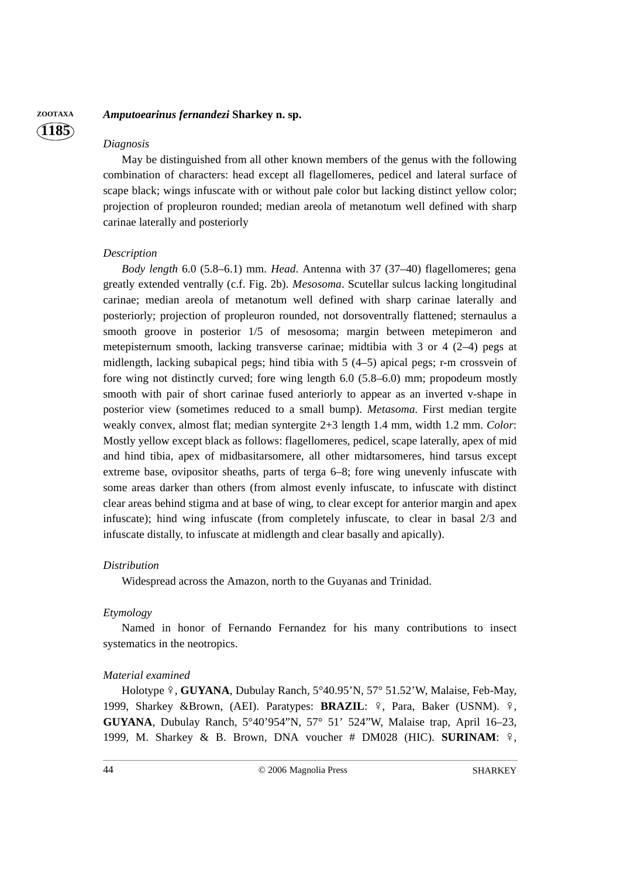### *Amputoearinus fernandezi* Sharkey n. sp.

*Diagnosis*

May be distinguished from all other known members of the genus with the following combination of characters: head except all flagellomeres, pedicel and lateral surface of scape black; wings infuscate with or without pale color but lacking distinct yellow color; projection of propleuron rounded; median areola of metanotum well defined with sharp carinae laterally and posteriorly

*Description*

*Body length* 6.0 (5.8–6.1) mm. *Head*. Antenna with 37 (37–40) flagellomeres; gena greatly extended ventrally (c.f. Fig. 2b). *Mesosoma*. Scutellar sulcus lacking longitudinal carinae; median areola of metanotum well defined with sharp carinae laterally and posteriorly; projection of propleuron rounded, not dorsoventrally flattened; sternaulus a smooth groove in posterior 1/5 of mesosoma; margin between metepimeron and metepisternum smooth, lacking transverse carinae; midtibia with 3 or 4 (2–4) pegs at midlength, lacking subapical pegs; hind tibia with 5 (4–5) apical pegs; r-m crossvein of fore wing not distinctly curved; fore wing length 6.0 (5.8–6.0) mm; propodeum mostly smooth with pair of short carinae fused anteriorly to appear as an inverted v-shape in posterior view (sometimes reduced to a small bump). *Metasoma*. First median tergite weakly convex, almost flat; median syntergite 2+3 length 1.4 mm, width 1.2 mm. *Color*: Mostly yellow except black as follows: flagellomeres, pedicel, scape laterally, apex of mid and hind tibia, apex of midbasitarsomere, all other midtarsomeres, hind tarsus except extreme base, ovipositor sheaths, parts of terga 6–8; fore wing unevenly infuscate with some areas darker than others (from almost evenly infuscate, to infuscate with distinct clear areas behind stigma and at base of wing, to clear except for anterior margin and apex infuscate); hind wing infuscate (from completely infuscate, to clear in basal 2/3 and infuscate distally, to infuscate at midlength and clear basally and apically).

*Distribution*

Widespread across the Amazon, north to the Guyanas and Trinidad.

*Etymology*

Named in honor of Fernando Fernandez for his many contributions to insect systematics in the neotropics.

*Material examined*

Holotype ♀, **GUYANA**, Dubulay Ranch, 5°40.95’N, 57° 51.52’W, Malaise, Feb-May, 1999, Sharkey &Brown, (AEI). Paratypes: **BRAZIL**: ♀, Para, Baker (USNM). ♀, **GUYANA**, Dubulay Ranch, 5°40’954”N, 57° 51’ 524”W, Malaise trap, April 16–23, 1999, M. Sharkey & B. Brown, DNA voucher # DM028 (HIC). **SURINAM**: ♀,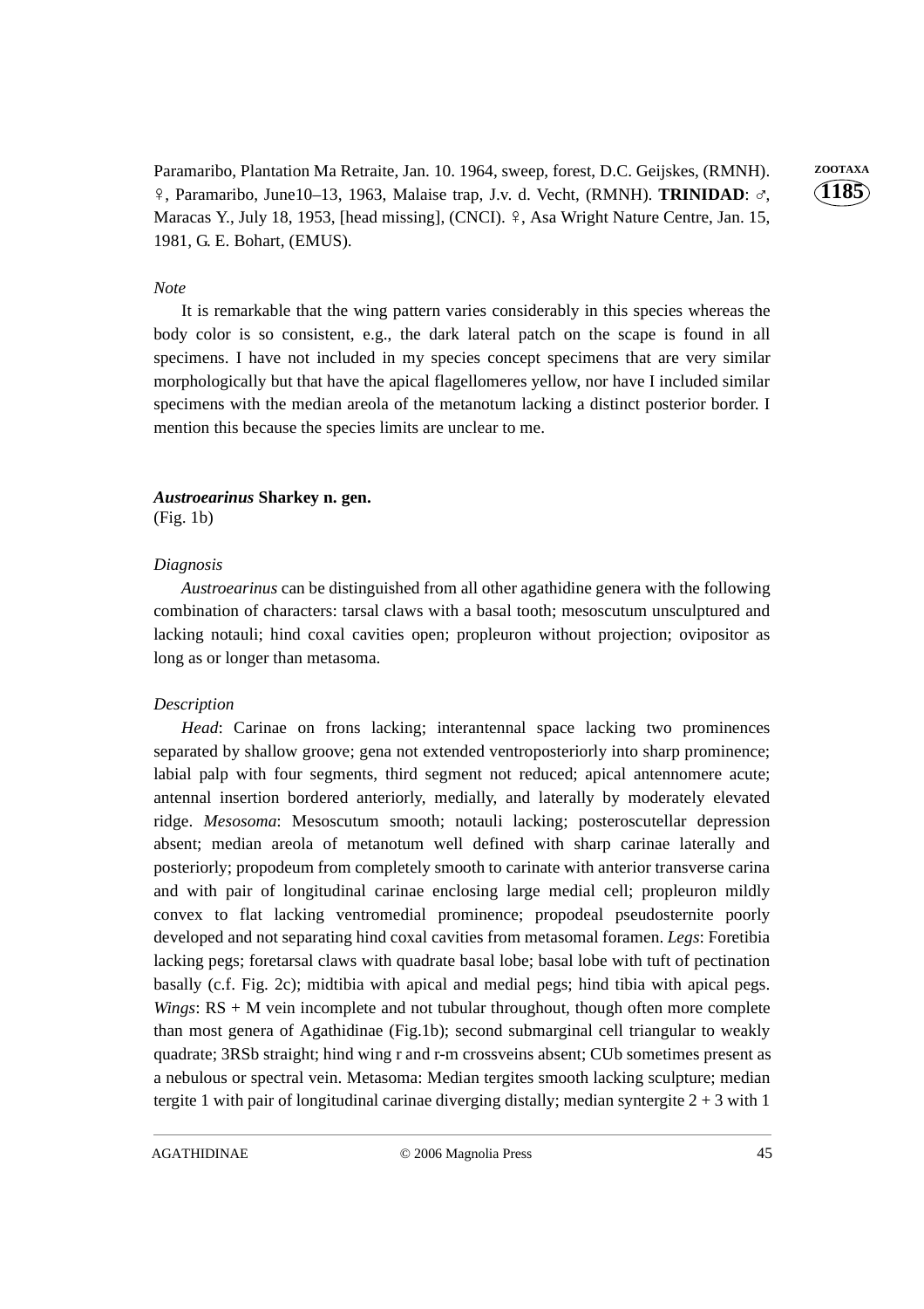Paramaribo, Plantation Ma Retraite, Jan. 10. 1964, sweep, forest, D.C. Geijskes, (RMNH). ♀, Paramaribo, June10–13, 1963, Malaise trap, J.v. d. Vecht, (RMNH). **TRINIDAD**: ♂, Maracas Y., July 18, 1953, [head missing], (CNCI). ♀, Asa Wright Nature Centre, Jan. 15, 1981, G. E. Bohart, (EMUS).

*Note*

It is remarkable that the wing pattern varies considerably in this species whereas the body color is so consistent, e.g., the dark lateral patch on the scape is found in all specimens. I have not included in my species concept specimens that are very similar morphologically but that have the apical flagellomeres yellow, nor have I included similar specimens with the median areola of the metanotum lacking a distinct posterior border. I mention this because the species limits are unclear to me.

***Austroearinus*** **Sharkey n. gen.**
(Fig. 1b)

*Diagnosis*

*Austroearinus* can be distinguished from all other agathidine genera with the following combination of characters: tarsal claws with a basal tooth; mesoscutum unsculptured and lacking notauli; hind coxal cavities open; propleuron without projection; ovipositor as long as or longer than metasoma.

*Description*

*Head*: Carinae on frons lacking; interantennal space lacking two prominences separated by shallow groove; gena not extended ventroposteriorly into sharp prominence; labial palp with four segments, third segment not reduced; apical antennomere acute; antennal insertion bordered anteriorly, medially, and laterally by moderately elevated ridge. *Mesosoma*: Mesoscutum smooth; notauli lacking; posteroscutellar depression absent; median areola of metanotum well defined with sharp carinae laterally and posteriorly; propodeum from completely smooth to carinate with anterior transverse carina and with pair of longitudinal carinae enclosing large medial cell; propleuron mildly convex to flat lacking ventromedial prominence; propodeal pseudosternite poorly developed and not separating hind coxal cavities from metasomal foramen. *Legs*: Foretibia lacking pegs; foretarsal claws with quadrate basal lobe; basal lobe with tuft of pectination basally (c.f. Fig. 2c); midtibia with apical and medial pegs; hind tibia with apical pegs. *Wings*: RS + M vein incomplete and not tubular throughout, though often more complete than most genera of Agathidinae (Fig.1b); second submarginal cell triangular to weakly quadrate; 3RSb straight; hind wing r and r-m crossveins absent; CUb sometimes present as a nebulous or spectral vein. Metasoma: Median tergites smooth lacking sculpture; median tergite 1 with pair of longitudinal carinae diverging distally; median syntergite 2 + 3 with 1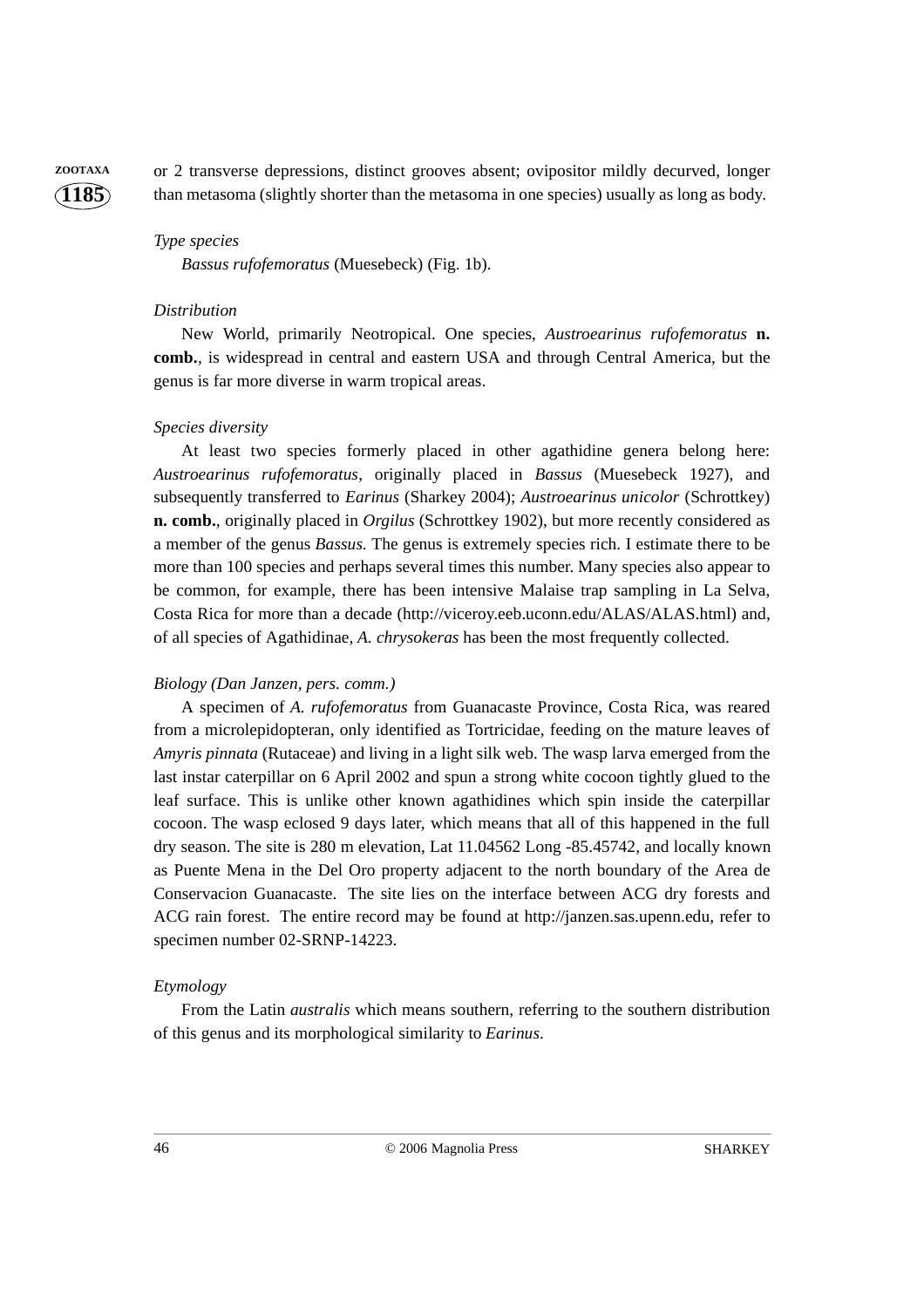or 2 transverse depressions, distinct grooves absent; ovipositor mildly decurved, longer than metasoma (slightly shorter than the metasoma in one species) usually as long as body.

*Type species*

*Bassus rufofemoratus* (Muesebeck) (Fig. 1b).

*Distribution*

New World, primarily Neotropical. One species, *Austroearinus rufofemoratus* **n. comb.**, is widespread in central and eastern USA and through Central America, but the genus is far more diverse in warm tropical areas.

*Species diversity*

At least two species formerly placed in other agathidine genera belong here: *Austroearinus rufofemoratus*, originally placed in *Bassus* (Muesebeck 1927), and subsequently transferred to *Earinus* (Sharkey 2004); *Austroearinus unicolor* (Schrottkey) **n. comb.**, originally placed in *Orgilus* (Schrottkey 1902), but more recently considered as a member of the genus *Bassus*. The genus is extremely species rich. I estimate there to be more than 100 species and perhaps several times this number. Many species also appear to be common, for example, there has been intensive Malaise trap sampling in La Selva, Costa Rica for more than a decade (http://viceroy.eeb.uconn.edu/ALAS/ALAS.html) and, of all species of Agathidinae, *A. chrysokeras* has been the most frequently collected.

*Biology (Dan Janzen, pers. comm.)*

A specimen of *A. rufofemoratus* from Guanacaste Province, Costa Rica, was reared from a microlepidopteran, only identified as Tortricidae, feeding on the mature leaves of *Amyris pinnata* (Rutaceae) and living in a light silk web. The wasp larva emerged from the last instar caterpillar on 6 April 2002 and spun a strong white cocoon tightly glued to the leaf surface. This is unlike other known agathidines which spin inside the caterpillar cocoon. The wasp eclosed 9 days later, which means that all of this happened in the full dry season. The site is 280 m elevation, Lat 11.04562 Long -85.45742, and locally known as Puente Mena in the Del Oro property adjacent to the north boundary of the Area de Conservacion Guanacaste. The site lies on the interface between ACG dry forests and ACG rain forest. The entire record may be found at http://janzen.sas.upenn.edu, refer to specimen number 02-SRNP-14223.

*Etymology*

From the Latin *australis* which means southern, referring to the southern distribution of this genus and its morphological similarity to *Earinus*.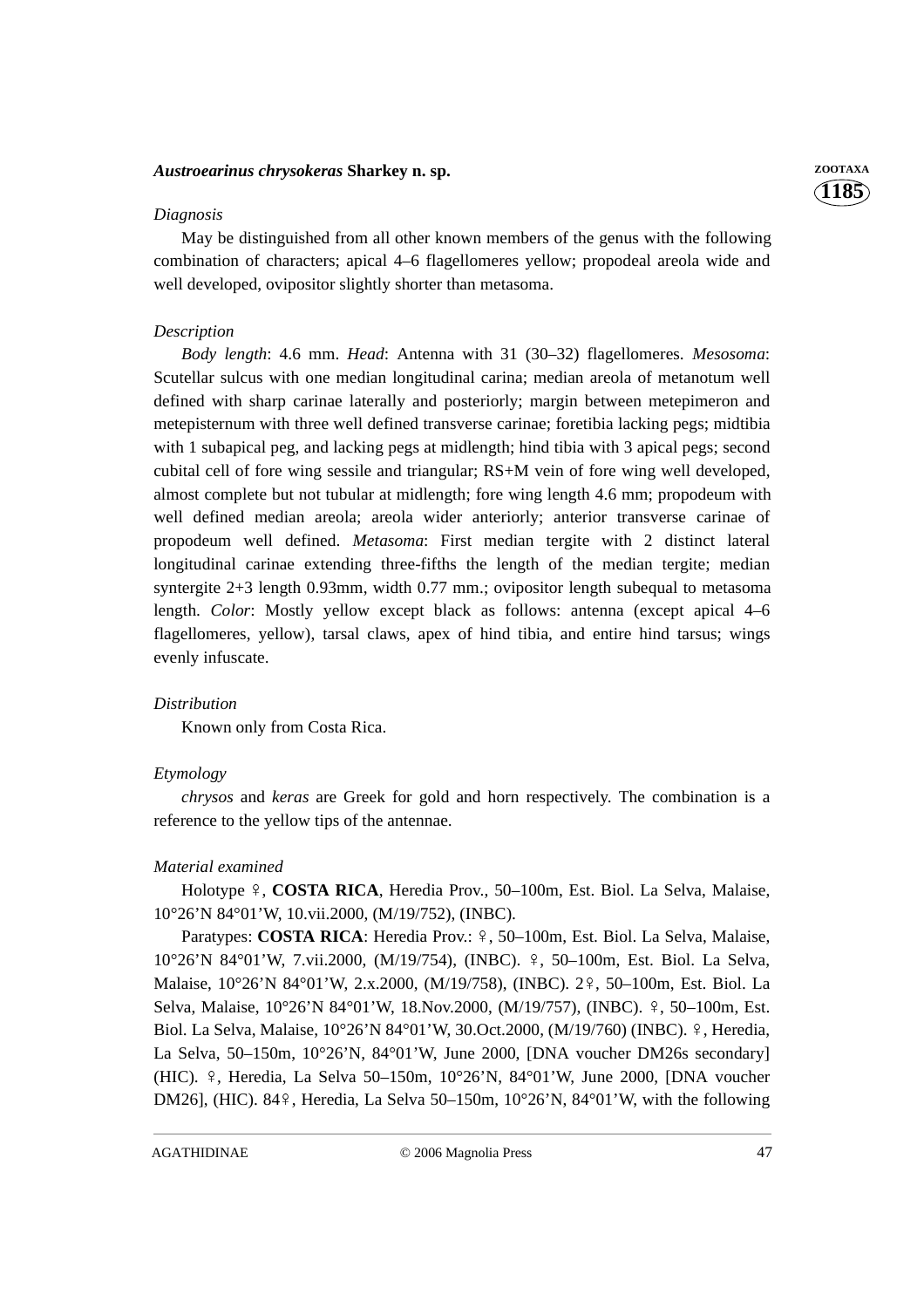### *Austroearinus chrysokeras* Sharkey n. sp.

*Diagnosis*

May be distinguished from all other known members of the genus with the following combination of characters; apical 4–6 flagellomeres yellow; propodeal areola wide and well developed, ovipositor slightly shorter than metasoma.

*Description*

*Body length*: 4.6 mm. *Head*: Antenna with 31 (30–32) flagellomeres. *Mesosoma*: Scutellar sulcus with one median longitudinal carina; median areola of metanotum well defined with sharp carinae laterally and posteriorly; margin between metepimeron and metepisternum with three well defined transverse carinae; foretibia lacking pegs; midtibia with 1 subapical peg, and lacking pegs at midlength; hind tibia with 3 apical pegs; second cubital cell of fore wing sessile and triangular; RS+M vein of fore wing well developed, almost complete but not tubular at midlength; fore wing length 4.6 mm; propodeum with well defined median areola; areola wider anteriorly; anterior transverse carinae of propodeum well defined. *Metasoma*: First median tergite with 2 distinct lateral longitudinal carinae extending three-fifths the length of the median tergite; median syntergite 2+3 length 0.93mm, width 0.77 mm.; ovipositor length subequal to metasoma length. *Color*: Mostly yellow except black as follows: antenna (except apical 4–6 flagellomeres, yellow), tarsal claws, apex of hind tibia, and entire hind tarsus; wings evenly infuscate.

*Distribution*

Known only from Costa Rica.

*Etymology*

*chrysos* and *keras* are Greek for gold and horn respectively. The combination is a reference to the yellow tips of the antennae.

*Material examined*

Holotype ♀, **COSTA RICA**, Heredia Prov., 50–100m, Est. Biol. La Selva, Malaise, 10°26’N 84°01’W, 10.vii.2000, (M/19/752), (INBC).

Paratypes: **COSTA RICA**: Heredia Prov.: ♀, 50–100m, Est. Biol. La Selva, Malaise, 10°26’N 84°01’W, 7.vii.2000, (M/19/754), (INBC). ♀, 50–100m, Est. Biol. La Selva, Malaise, 10°26’N 84°01’W, 2.x.2000, (M/19/758), (INBC). 2♀, 50–100m, Est. Biol. La Selva, Malaise, 10°26’N 84°01’W, 18.Nov.2000, (M/19/757), (INBC). ♀, 50–100m, Est. Biol. La Selva, Malaise, 10°26’N 84°01’W, 30.Oct.2000, (M/19/760) (INBC). ♀, Heredia, La Selva, 50–150m, 10°26’N, 84°01’W, June 2000, [DNA voucher DM26s secondary] (HIC). ♀, Heredia, La Selva 50–150m, 10°26’N, 84°01’W, June 2000, [DNA voucher DM26], (HIC). 84♀, Heredia, La Selva 50–150m, 10°26’N, 84°01’W, with the following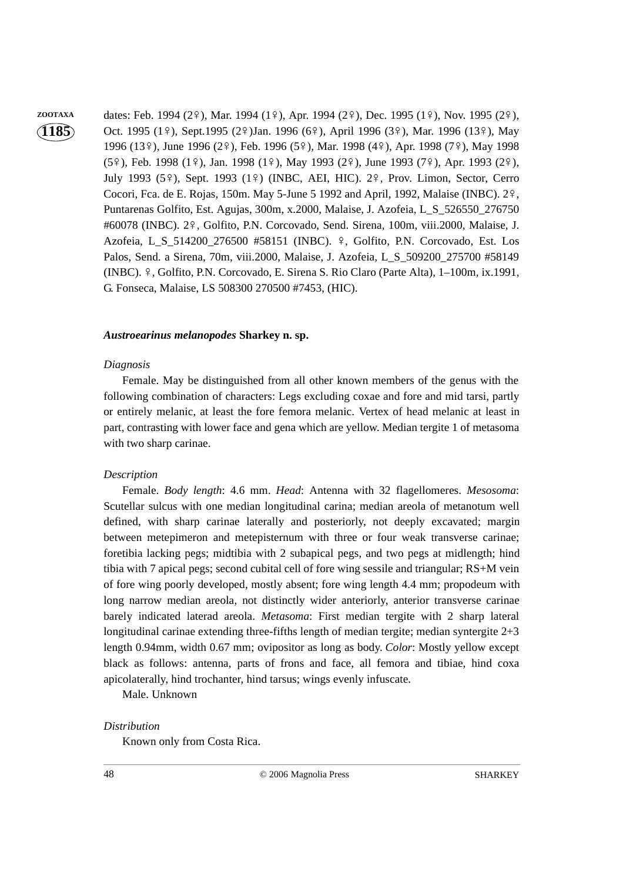dates: Feb. 1994 (2♀), Mar. 1994 (1♀), Apr. 1994 (2♀), Dec. 1995 (1♀), Nov. 1995 (2♀), Oct. 1995 (1♀), Sept.1995 (2♀)Jan. 1996 (6♀), April 1996 (3♀), Mar. 1996 (13♀), May 1996 (13♀), June 1996 (2♀), Feb. 1996 (5♀), Mar. 1998 (4♀), Apr. 1998 (7♀), May 1998 (5♀), Feb. 1998 (1♀), Jan. 1998 (1♀), May 1993 (2♀), June 1993 (7♀), Apr. 1993 (2♀), July 1993 (5♀), Sept. 1993 (1♀) (INBC, AEI, HIC). 2♀, Prov. Limon, Sector, Cerro Cocori, Fca. de E. Rojas, 150m. May 5-June 5 1992 and April, 1992, Malaise (INBC). 2♀, Puntarenas Golfito, Est. Agujas, 300m, x.2000, Malaise, J. Azofeia, L_S_526550_276750 #60078 (INBC). 2♀, Golfito, P.N. Corcovado, Send. Sirena, 100m, viii.2000, Malaise, J. Azofeia, L_S_514200_276500 #58151 (INBC). ♀, Golfito, P.N. Corcovado, Est. Los Palos, Send. a Sirena, 70m, viii.2000, Malaise, J. Azofeia, L_S_509200_275700 #58149 (INBC). ♀, Golfito, P.N. Corcovado, E. Sirena S. Rio Claro (Parte Alta), 1–100m, ix.1991, G. Fonseca, Malaise, LS 508300 270500 #7453, (HIC).

### *Austroearinus melanopodes* Sharkey n. sp.

*Diagnosis*

Female. May be distinguished from all other known members of the genus with the following combination of characters: Legs excluding coxae and fore and mid tarsi, partly or entirely melanic, at least the fore femora melanic. Vertex of head melanic at least in part, contrasting with lower face and gena which are yellow. Median tergite 1 of metasoma with two sharp carinae.

*Description*

Female. *Body length*: 4.6 mm. *Head*: Antenna with 32 flagellomeres. *Mesosoma*: Scutellar sulcus with one median longitudinal carina; median areola of metanotum well defined, with sharp carinae laterally and posteriorly, not deeply excavated; margin between metepimeron and metepisternum with three or four weak transverse carinae; foretibia lacking pegs; midtibia with 2 subapical pegs, and two pegs at midlength; hind tibia with 7 apical pegs; second cubital cell of fore wing sessile and triangular; RS+M vein of fore wing poorly developed, mostly absent; fore wing length 4.4 mm; propodeum with long narrow median areola, not distinctly wider anteriorly, anterior transverse carinae barely indicated laterad areola. *Metasoma*: First median tergite with 2 sharp lateral longitudinal carinae extending three-fifths length of median tergite; median syntergite 2+3 length 0.94mm, width 0.67 mm; ovipositor as long as body. *Color*: Mostly yellow except black as follows: antenna, parts of frons and face, all femora and tibiae, hind coxa apicolaterally, hind trochanter, hind tarsus; wings evenly infuscate.

Male. Unknown

*Distribution*

Known only from Costa Rica.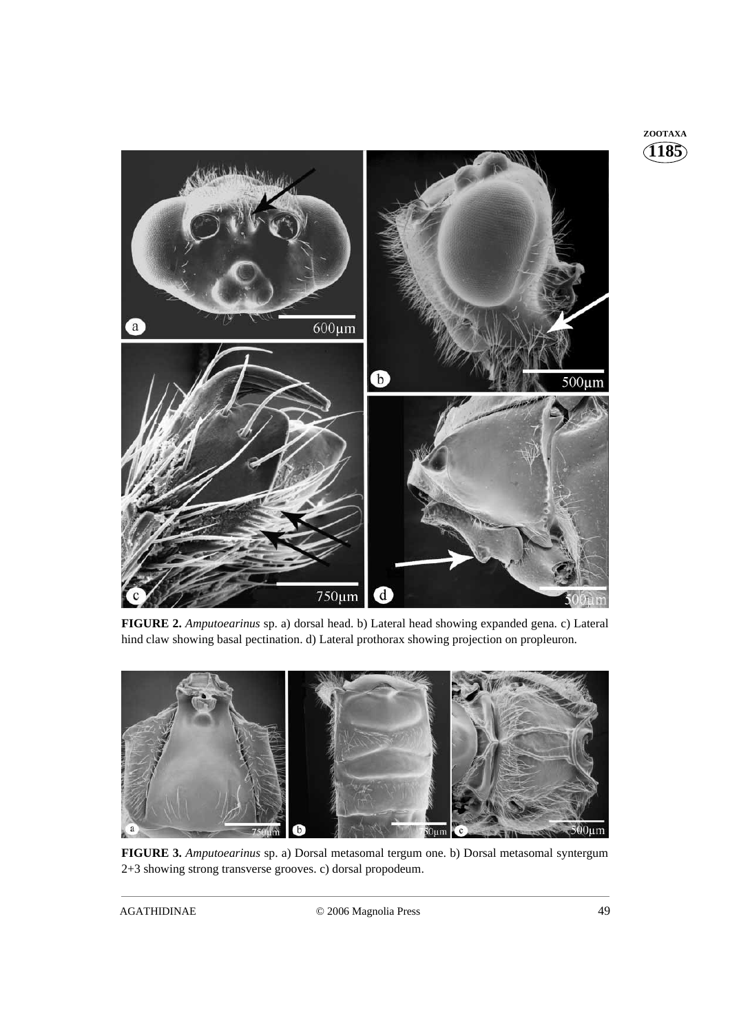**FIGURE 2.** *Amputoearinus* sp. a) dorsal head. b) Lateral head showing expanded gena. c) Lateral hind claw showing basal pectination. d) Lateral prothorax showing projection on propleuron.

**FIGURE 3.** *Amputoearinus* sp. a) Dorsal metasomal tergum one. b) Dorsal metasomal syntergum 2+3 showing strong transverse grooves. c) dorsal propodeum.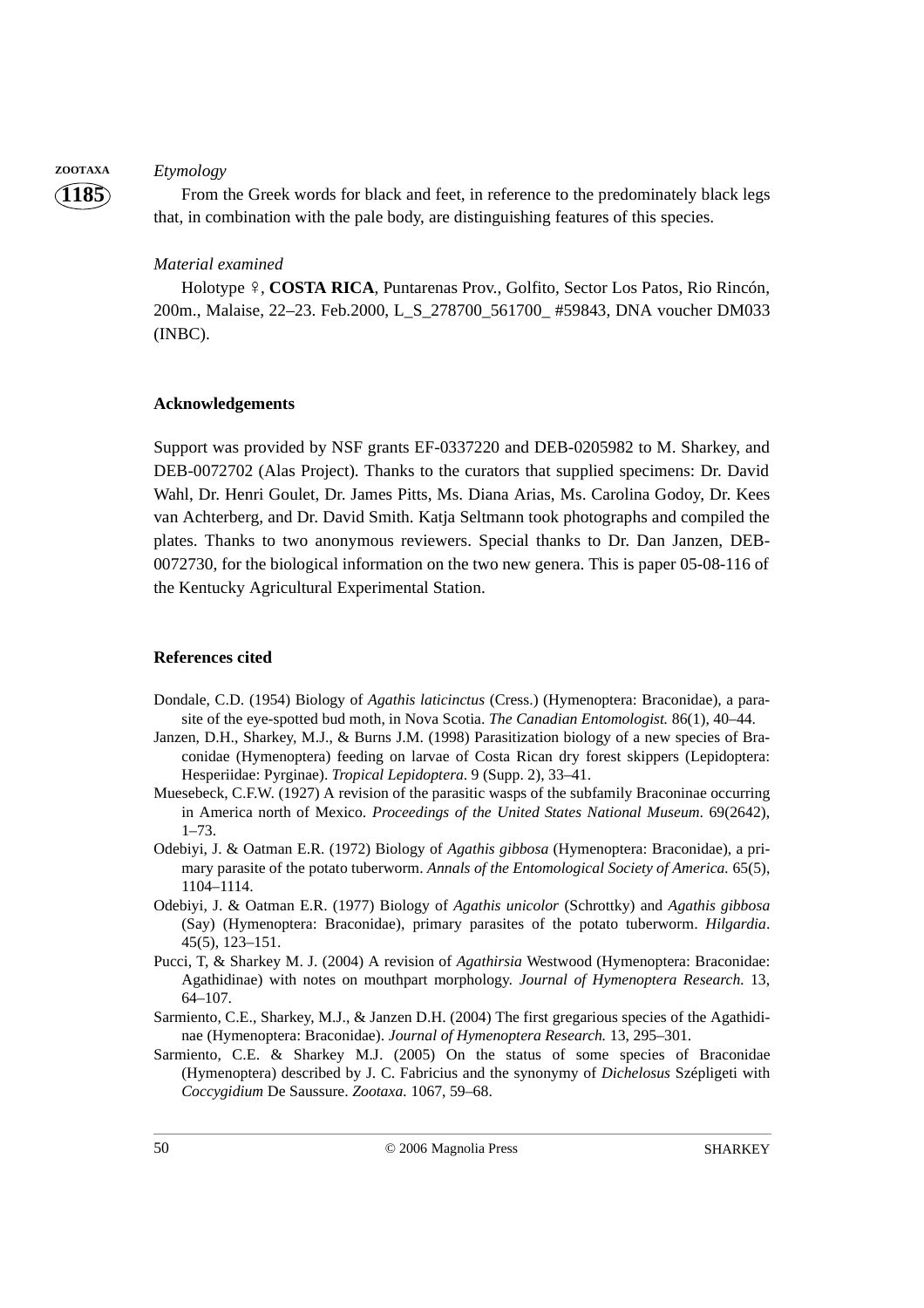*Etymology*

From the Greek words for black and feet, in reference to the predominately black legs that, in combination with the pale body, are distinguishing features of this species.

*Material examined*

Holotype ♀, **COSTA RICA**, Puntarenas Prov., Golfito, Sector Los Patos, Rio Rincón, 200m., Malaise, 22–23. Feb.2000, L_S_278700_561700_ #59843, DNA voucher DM033 (INBC).

## Acknowledgements

Support was provided by NSF grants EF-0337220 and DEB-0205982 to M. Sharkey, and DEB-0072702 (Alas Project). Thanks to the curators that supplied specimens: Dr. David Wahl, Dr. Henri Goulet, Dr. James Pitts, Ms. Diana Arias, Ms. Carolina Godoy, Dr. Kees van Achterberg, and Dr. David Smith. Katja Seltmann took photographs and compiled the plates. Thanks to two anonymous reviewers. Special thanks to Dr. Dan Janzen, DEB-0072730, for the biological information on the two new genera. This is paper 05-08-116 of the Kentucky Agricultural Experimental Station.

## References cited

Dondale, C.D. (1954) Biology of *Agathis laticinctus* (Cress.) (Hymenoptera: Braconidae), a parasite of the eye-spotted bud moth, in Nova Scotia. *The Canadian Entomologist.* 86(1), 40–44.

Janzen, D.H., Sharkey, M.J., & Burns J.M. (1998) Parasitization biology of a new species of Braconidae (Hymenoptera) feeding on larvae of Costa Rican dry forest skippers (Lepidoptera: Hesperiidae: Pyrginae). *Tropical Lepidoptera*. 9 (Supp. 2), 33–41.

Muesebeck, C.F.W. (1927) A revision of the parasitic wasps of the subfamily Braconinae occurring in America north of Mexico. *Proceedings of the United States National Museum*. 69(2642), 1–73.

Odebiyi, J. & Oatman E.R. (1972) Biology of *Agathis gibbosa* (Hymenoptera: Braconidae), a primary parasite of the potato tuberworm. *Annals of the Entomological Society of America.* 65(5), 1104–1114.

Odebiyi, J. & Oatman E.R. (1977) Biology of *Agathis unicolor* (Schrottky) and *Agathis gibbosa* (Say) (Hymenoptera: Braconidae), primary parasites of the potato tuberworm. *Hilgardia*. 45(5), 123–151.

Pucci, T, & Sharkey M. J. (2004) A revision of *Agathirsia* Westwood (Hymenoptera: Braconidae: Agathidinae) with notes on mouthpart morphology. *Journal of Hymenoptera Research.* 13, 64–107.

Sarmiento, C.E., Sharkey, M.J., & Janzen D.H. (2004) The first gregarious species of the Agathidinae (Hymenoptera: Braconidae). *Journal of Hymenoptera Research.* 13, 295–301.

Sarmiento, C.E. & Sharkey M.J. (2005) On the status of some species of Braconidae (Hymenoptera) described by J. C. Fabricius and the synonymy of *Dichelosus* Szépligeti with *Coccygidium* De Saussure. *Zootaxa.* 1067, 59–68.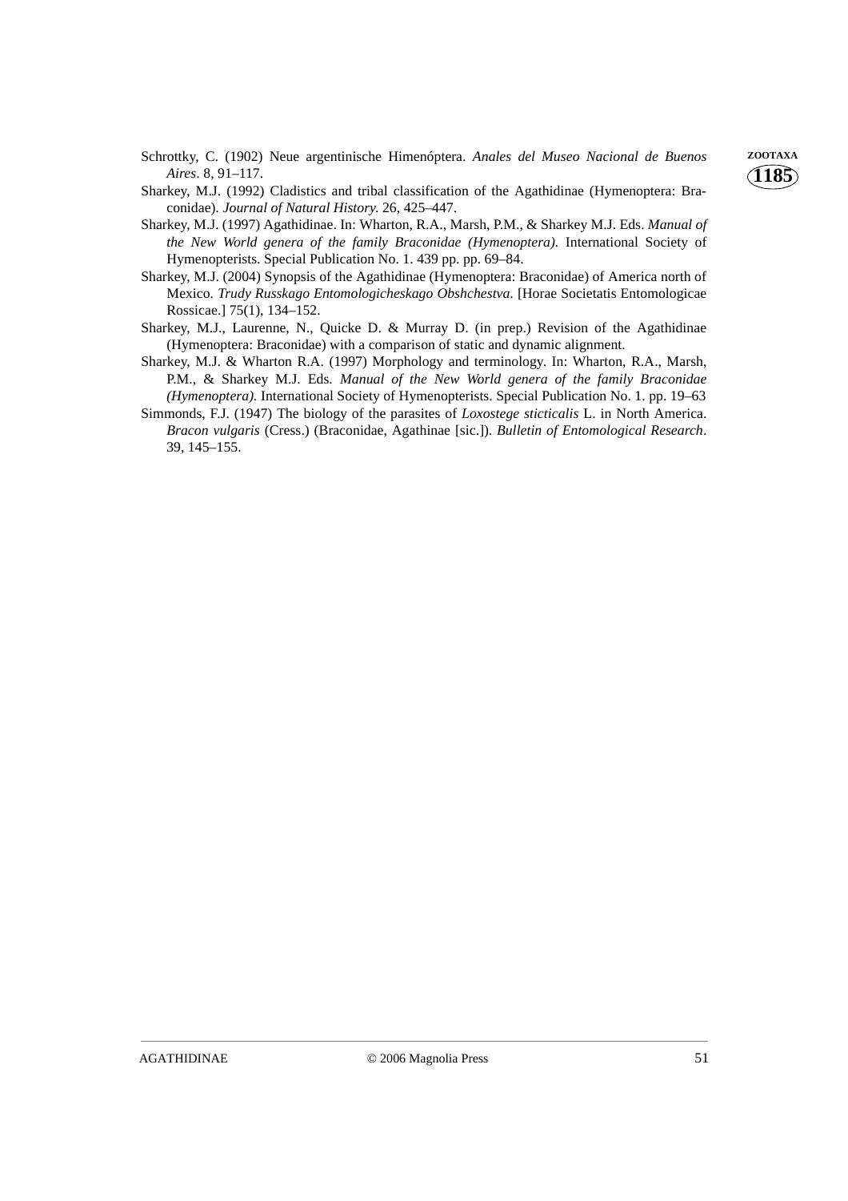Schrottky, C. (1902) Neue argentinische Himenóptera. *Anales del Museo Nacional de Buenos Aires*. 8, 91–117.

Sharkey, M.J. (1992) Cladistics and tribal classification of the Agathidinae (Hymenoptera: Braconidae). *Journal of Natural History.* 26, 425–447.

Sharkey, M.J. (1997) Agathidinae. In: Wharton, R.A., Marsh, P.M., & Sharkey M.J. Eds. *Manual of the New World genera of the family Braconidae (Hymenoptera)*. International Society of Hymenopterists. Special Publication No. 1. 439 pp. pp. 69–84.

Sharkey, M.J. (2004) Synopsis of the Agathidinae (Hymenoptera: Braconidae) of America north of Mexico. *Trudy Russkago Entomologicheskago Obshchestva*. [Horae Societatis Entomologicae Rossicae.] 75(1), 134–152.

Sharkey, M.J., Laurenne, N., Quicke D. & Murray D. (in prep.) Revision of the Agathidinae (Hymenoptera: Braconidae) with a comparison of static and dynamic alignment.

Sharkey, M.J. & Wharton R.A. (1997) Morphology and terminology. In: Wharton, R.A., Marsh, P.M., & Sharkey M.J. Eds. *Manual of the New World genera of the family Braconidae (Hymenoptera).* International Society of Hymenopterists. Special Publication No. 1. pp. 19–63

Simmonds, F.J. (1947) The biology of the parasites of *Loxostege sticticalis* L. in North America. *Bracon vulgaris* (Cress.) (Braconidae, Agathinae [sic.]). *Bulletin of Entomological Research*. 39, 145–155.